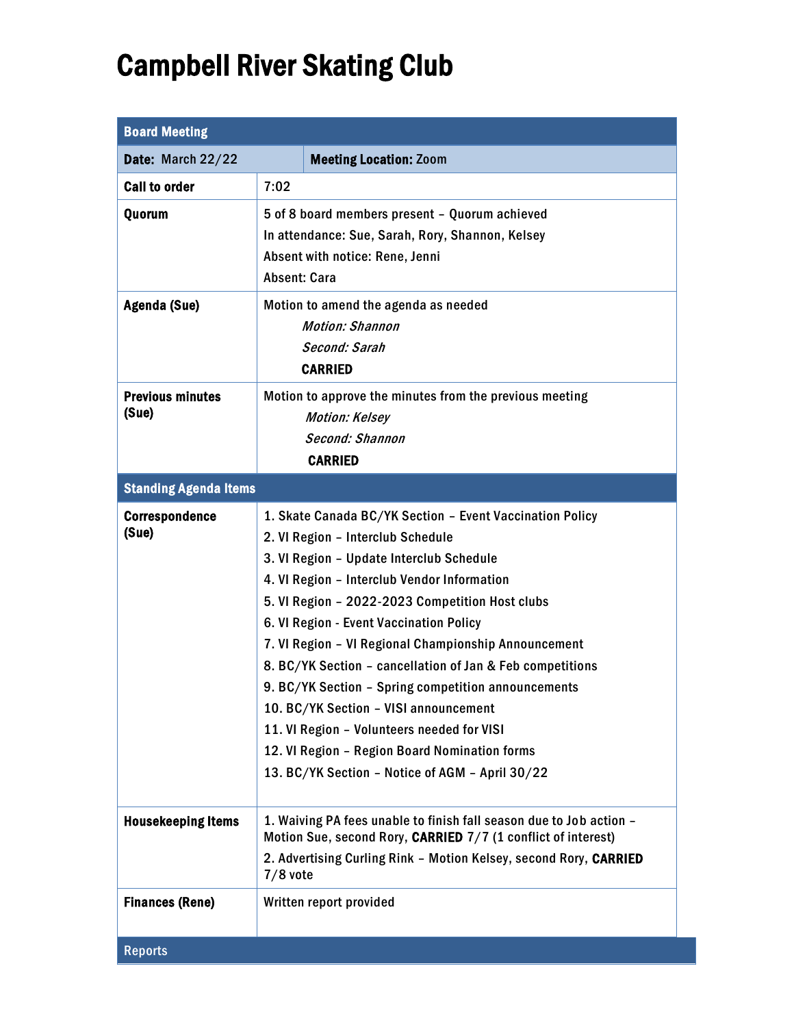# Campbell River Skating Club

| Board Meeting | |
|---|---|
| **Date:** March 22/22 | **Meeting Location:** Zoom |
| **Call to order** | 7:02 |
| **Quorum** | 5 of 8 board members present – Quorum achieved<br>In attendance: Sue, Sarah, Rory, Shannon, Kelsey<br>Absent with notice: Rene, Jenni<br>Absent: Cara |
| **Agenda (Sue)** | Motion to amend the agenda as needed<br>*Motion: Shannon*<br>*Second: Sarah*<br>**CARRIED** |
| **Previous minutes (Sue)** | Motion to approve the minutes from the previous meeting<br>*Motion: Kelsey*<br>*Second: Shannon*<br>**CARRIED** |
| **Standing Agenda Items** | |
| **Correspondence (Sue)** | 1. Skate Canada BC/YK Section – Event Vaccination Policy<br>2. VI Region – Interclub Schedule<br>3. VI Region – Update Interclub Schedule<br>4. VI Region – Interclub Vendor Information<br>5. VI Region – 2022-2023 Competition Host clubs<br>6. VI Region - Event Vaccination Policy<br>7. VI Region – VI Regional Championship Announcement<br>8. BC/YK Section – cancellation of Jan & Feb competitions<br>9. BC/YK Section – Spring competition announcements<br>10. BC/YK Section – VISI announcement<br>11. VI Region – Volunteers needed for VISI<br>12. VI Region – Region Board Nomination forms<br>13. BC/YK Section – Notice of AGM – April 30/22 |
| **Housekeeping Items** | 1. Waiving PA fees unable to finish fall season due to Job action – Motion Sue, second Rory, **CARRIED** 7/7 (1 conflict of interest)<br>2. Advertising Curling Rink – Motion Kelsey, second Rory, **CARRIED** 7/8 vote |
| **Finances (Rene)** | Written report provided |
| **Reports** | |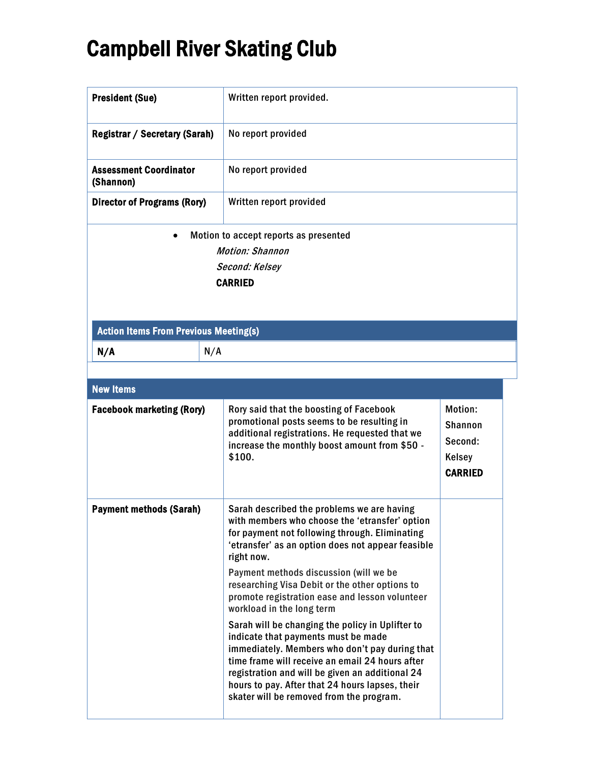# Campbell River Skating Club

| | |
|---|---|
| **President (Sue)** | Written report provided. |
| **Registrar / Secretary (Sarah)** | No report provided |
| **Assessment Coordinator (Shannon)** | No report provided |
| **Director of Programs (Rory)** | Written report provided |

- Motion to accept reports as presented

  *Motion: Shannon*

  *Second: Kelsey*

  **CARRIED**

| **Action Items From Previous Meeting(s)** | |
|---|---|
| **N/A** | N/A |

| **New Items** | | |
|---|---|---|
| **Facebook marketing (Rory)** | Rory said that the boosting of Facebook promotional posts seems to be resulting in additional registrations. He requested that we increase the monthly boost amount from $50 - $100. | Motion: Shannon Second: Kelsey **CARRIED** |
| **Payment methods (Sarah)** | Sarah described the problems we are having with members who choose the 'etransfer' option for payment not following through. Eliminating 'etransfer' as an option does not appear feasible right now.<br><br>Payment methods discussion (will we be researching Visa Debit or the other options to promote registration ease and lesson volunteer workload in the long term<br><br>Sarah will be changing the policy in Uplifter to indicate that payments must be made immediately. Members who don't pay during that time frame will receive an email 24 hours after registration and will be given an additional 24 hours to pay. After that 24 hours lapses, their skater will be removed from the program. | |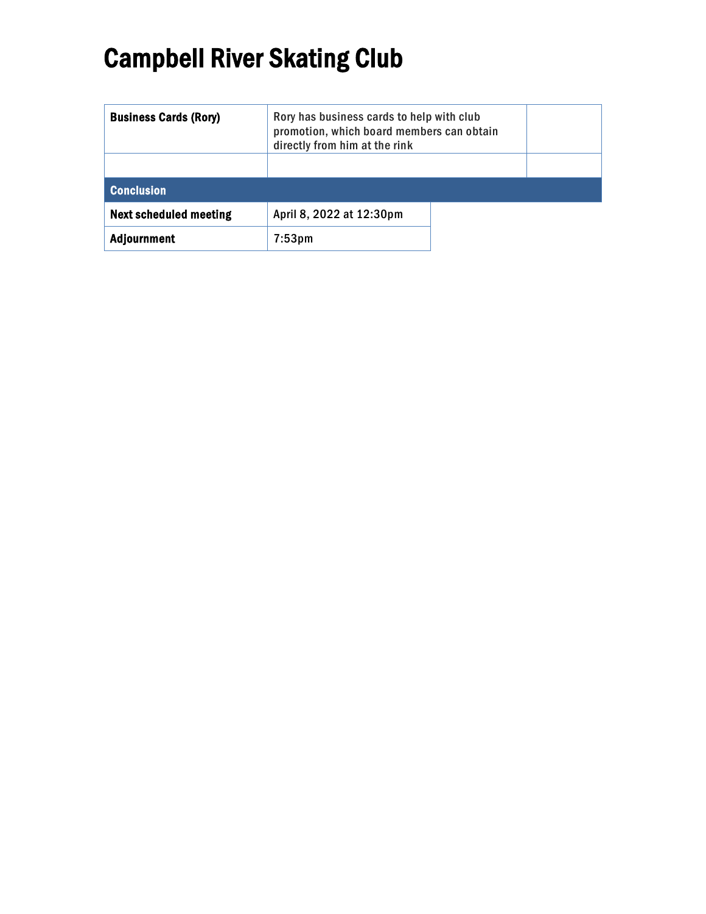# Campbell River Skating Club

| | | |
|---|---|---|
| **Business Cards (Rory)** | Rory has business cards to help with club promotion, which board members can obtain directly from him at the rink | |
| | | |
| **Conclusion** | | |
| **Next scheduled meeting** | April 8, 2022 at 12:30pm | |
| **Adjournment** | 7:53pm | |